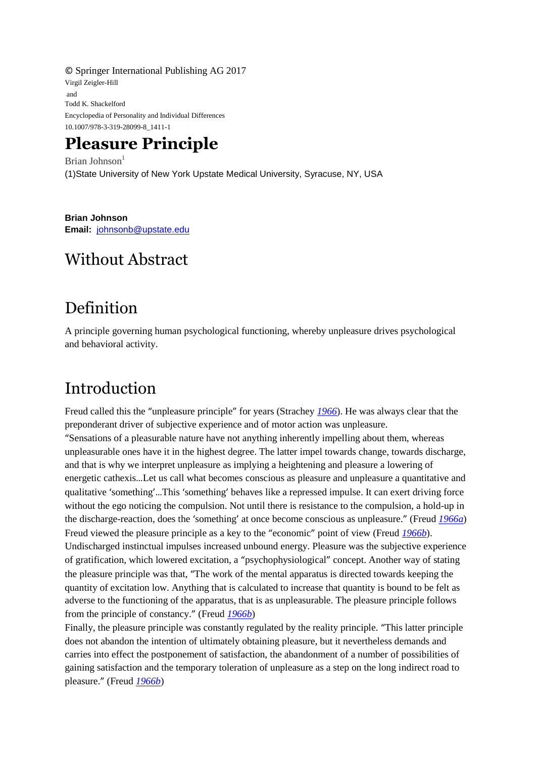© Springer International Publishing AG 2017
Virgil Zeigler-Hill
and
Todd K. Shackelford
Encyclopedia of Personality and Individual Differences
10.1007/978-3-319-28099-8_1411-1

# Pleasure Principle

Brian Johnson[1]

(1)State University of New York Upstate Medical University, Syracuse, NY, USA

**Brian Johnson**
**Email:** johnsonb@upstate.edu

## Without Abstract

## Definition

A principle governing human psychological functioning, whereby unpleasure drives psychological and behavioral activity.

## Introduction

Freud called this the "unpleasure principle" for years (Strachey *1966*). He was always clear that the preponderant driver of subjective experience and of motor action was unpleasure.

"Sensations of a pleasurable nature have not anything inherently impelling about them, whereas unpleasurable ones have it in the highest degree. The latter impel towards change, towards discharge, and that is why we interpret unpleasure as implying a heightening and pleasure a lowering of energetic cathexis…Let us call what becomes conscious as pleasure and unpleasure a quantitative and qualitative 'something'…This 'something' behaves like a repressed impulse. It can exert driving force without the ego noticing the compulsion. Not until there is resistance to the compulsion, a hold-up in the discharge-reaction, does the 'something' at once become conscious as unpleasure." (Freud *1966a*)

Freud viewed the pleasure principle as a key to the "economic" point of view (Freud *1966b*). Undischarged instinctual impulses increased unbound energy. Pleasure was the subjective experience of gratification, which lowered excitation, a "psychophysiological" concept. Another way of stating the pleasure principle was that, "The work of the mental apparatus is directed towards keeping the quantity of excitation low. Anything that is calculated to increase that quantity is bound to be felt as adverse to the functioning of the apparatus, that is as unpleasurable. The pleasure principle follows from the principle of constancy." (Freud *1966b*)

Finally, the pleasure principle was constantly regulated by the reality principle. "This latter principle does not abandon the intention of ultimately obtaining pleasure, but it nevertheless demands and carries into effect the postponement of satisfaction, the abandonment of a number of possibilities of gaining satisfaction and the temporary toleration of unpleasure as a step on the long indirect road to pleasure." (Freud *1966b*)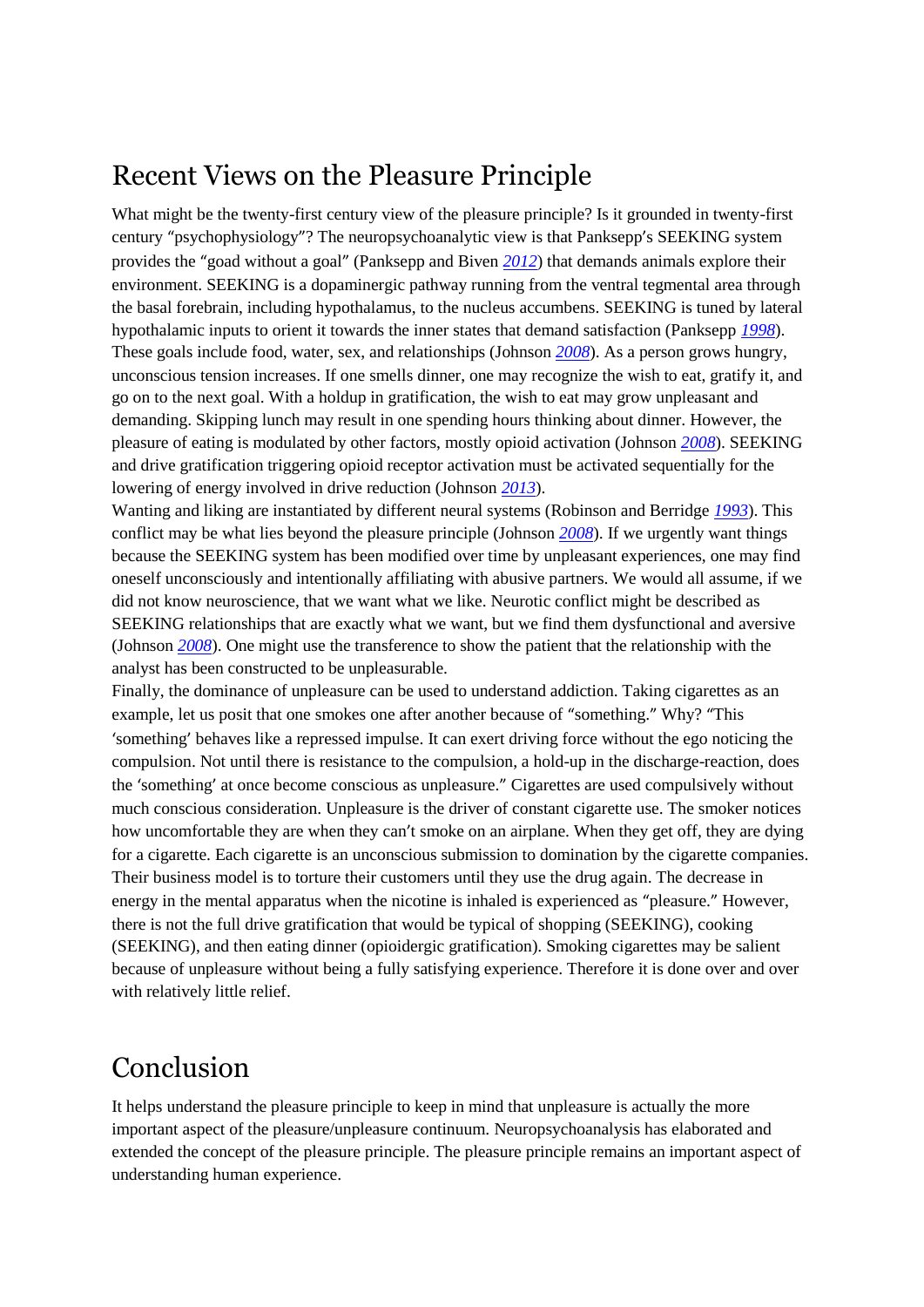## Recent Views on the Pleasure Principle

What might be the twenty-first century view of the pleasure principle? Is it grounded in twenty-first century "psychophysiology"? The neuropsychoanalytic view is that Panksepp's SEEKING system provides the "goad without a goal" (Panksepp and Biven *2012*) that demands animals explore their environment. SEEKING is a dopaminergic pathway running from the ventral tegmental area through the basal forebrain, including hypothalamus, to the nucleus accumbens. SEEKING is tuned by lateral hypothalamic inputs to orient it towards the inner states that demand satisfaction (Panksepp *1998*). These goals include food, water, sex, and relationships (Johnson *2008*). As a person grows hungry, unconscious tension increases. If one smells dinner, one may recognize the wish to eat, gratify it, and go on to the next goal. With a holdup in gratification, the wish to eat may grow unpleasant and demanding. Skipping lunch may result in one spending hours thinking about dinner. However, the pleasure of eating is modulated by other factors, mostly opioid activation (Johnson *2008*). SEEKING and drive gratification triggering opioid receptor activation must be activated sequentially for the lowering of energy involved in drive reduction (Johnson *2013*).

Wanting and liking are instantiated by different neural systems (Robinson and Berridge *1993*). This conflict may be what lies beyond the pleasure principle (Johnson *2008*). If we urgently want things because the SEEKING system has been modified over time by unpleasant experiences, one may find oneself unconsciously and intentionally affiliating with abusive partners. We would all assume, if we did not know neuroscience, that we want what we like. Neurotic conflict might be described as SEEKING relationships that are exactly what we want, but we find them dysfunctional and aversive (Johnson *2008*). One might use the transference to show the patient that the relationship with the analyst has been constructed to be unpleasurable.

Finally, the dominance of unpleasure can be used to understand addiction. Taking cigarettes as an example, let us posit that one smokes one after another because of "something." Why? "This 'something' behaves like a repressed impulse. It can exert driving force without the ego noticing the compulsion. Not until there is resistance to the compulsion, a hold-up in the discharge-reaction, does the 'something' at once become conscious as unpleasure." Cigarettes are used compulsively without much conscious consideration. Unpleasure is the driver of constant cigarette use. The smoker notices how uncomfortable they are when they can't smoke on an airplane. When they get off, they are dying for a cigarette. Each cigarette is an unconscious submission to domination by the cigarette companies. Their business model is to torture their customers until they use the drug again. The decrease in energy in the mental apparatus when the nicotine is inhaled is experienced as "pleasure." However, there is not the full drive gratification that would be typical of shopping (SEEKING), cooking (SEEKING), and then eating dinner (opioidergic gratification). Smoking cigarettes may be salient because of unpleasure without being a fully satisfying experience. Therefore it is done over and over with relatively little relief.

## Conclusion

It helps understand the pleasure principle to keep in mind that unpleasure is actually the more important aspect of the pleasure/unpleasure continuum. Neuropsychoanalysis has elaborated and extended the concept of the pleasure principle. The pleasure principle remains an important aspect of understanding human experience.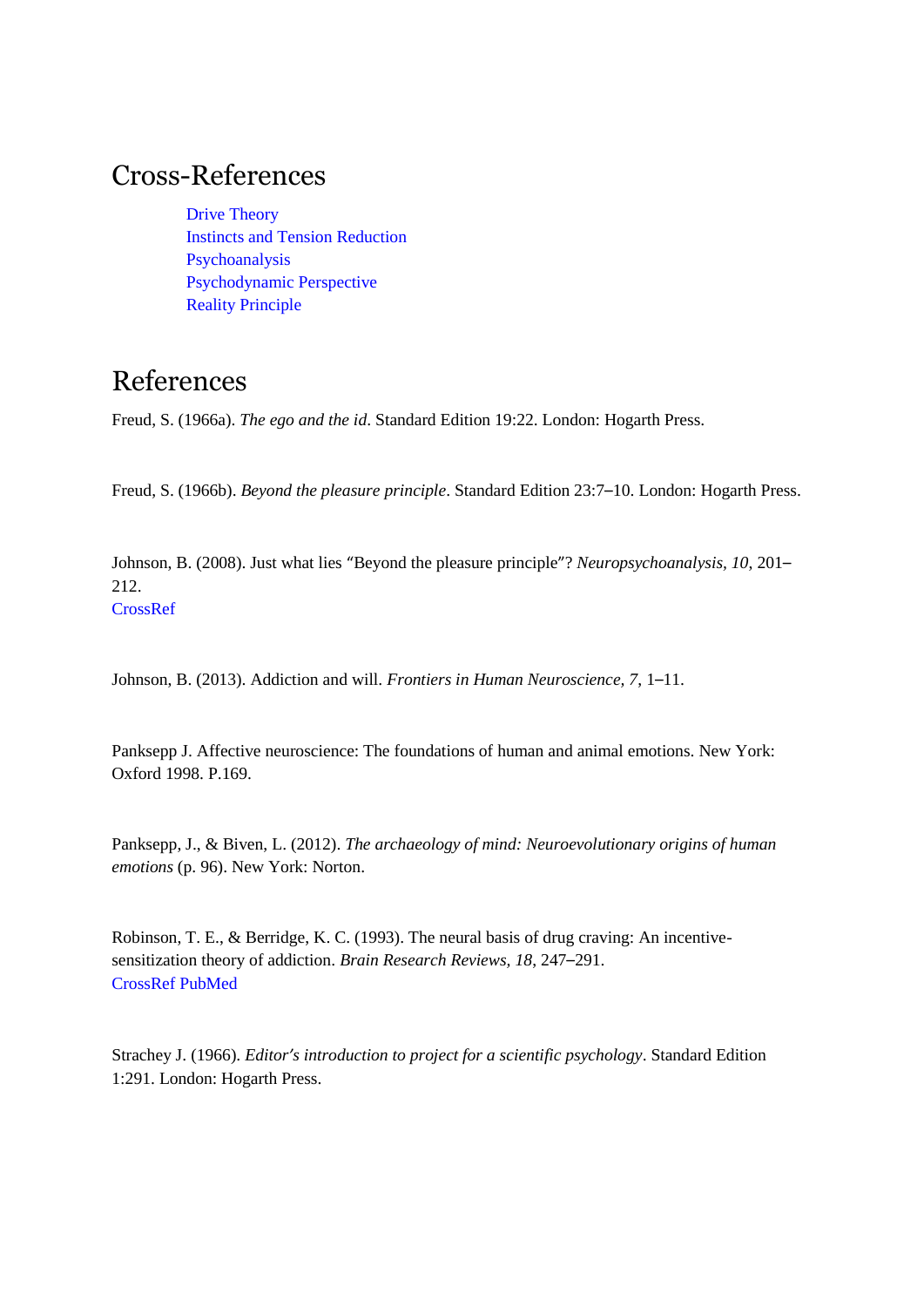## Cross-References

- Drive Theory
- Instincts and Tension Reduction
- Psychoanalysis
- Psychodynamic Perspective
- Reality Principle

## References

Freud, S. (1966a). *The ego and the id*. Standard Edition 19:22. London: Hogarth Press.

Freud, S. (1966b). *Beyond the pleasure principle*. Standard Edition 23:7–10. London: Hogarth Press.

Johnson, B. (2008). Just what lies "Beyond the pleasure principle"? *Neuropsychoanalysis, 10*, 201–212.
CrossRef

Johnson, B. (2013). Addiction and will. *Frontiers in Human Neuroscience, 7*, 1–11.

Panksepp J. Affective neuroscience: The foundations of human and animal emotions. New York: Oxford 1998. P.169.

Panksepp, J., & Biven, L. (2012). *The archaeology of mind: Neuroevolutionary origins of human emotions* (p. 96). New York: Norton.

Robinson, T. E., & Berridge, K. C. (1993). The neural basis of drug craving: An incentive-sensitization theory of addiction. *Brain Research Reviews, 18*, 247–291.
CrossRef PubMed

Strachey J. (1966). *Editor's introduction to project for a scientific psychology*. Standard Edition 1:291. London: Hogarth Press.